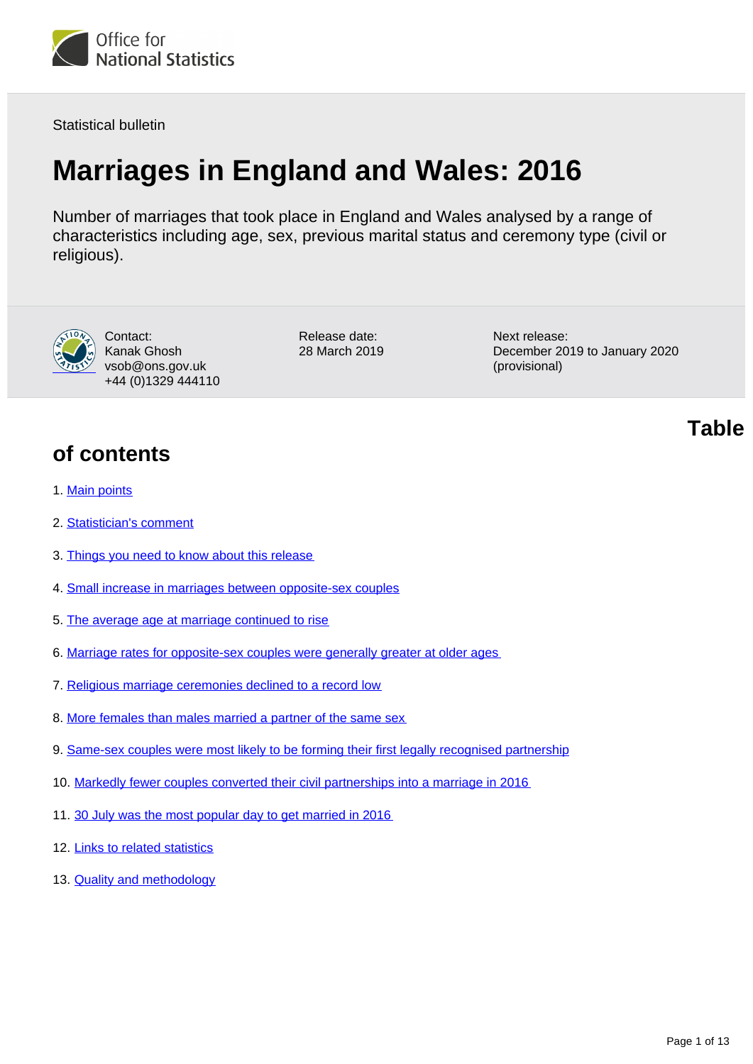Office for National Statistics

Statistical bulletin

# Marriages in England and Wales: 2016

Number of marriages that took place in England and Wales analysed by a range of characteristics including age, sex, previous marital status and ceremony type (civil or religious).

Contact:
Kanak Ghosh
vsob@ons.gov.uk
+44 (0)1329 444110

Release date:
28 March 2019

Next release:
December 2019 to January 2020 (provisional)

## Table of contents

1. Main points
2. Statistician's comment
3. Things you need to know about this release
4. Small increase in marriages between opposite-sex couples
5. The average age at marriage continued to rise
6. Marriage rates for opposite-sex couples were generally greater at older ages
7. Religious marriage ceremonies declined to a record low
8. More females than males married a partner of the same sex
9. Same-sex couples were most likely to be forming their first legally recognised partnership
10. Markedly fewer couples converted their civil partnerships into a marriage in 2016
11. 30 July was the most popular day to get married in 2016
12. Links to related statistics
13. Quality and methodology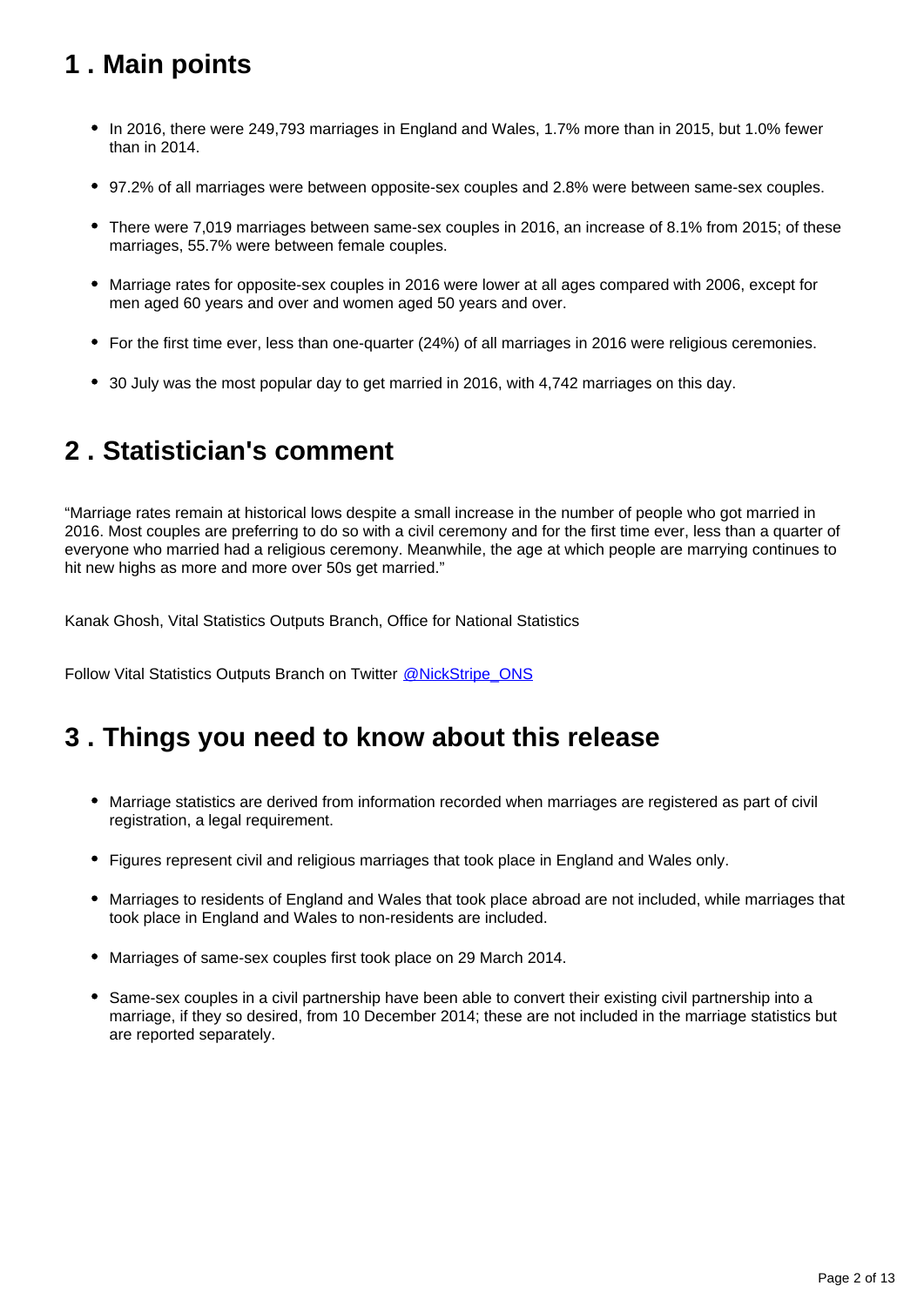## 1 . Main points

- In 2016, there were 249,793 marriages in England and Wales, 1.7% more than in 2015, but 1.0% fewer than in 2014.
- 97.2% of all marriages were between opposite-sex couples and 2.8% were between same-sex couples.
- There were 7,019 marriages between same-sex couples in 2016, an increase of 8.1% from 2015; of these marriages, 55.7% were between female couples.
- Marriage rates for opposite-sex couples in 2016 were lower at all ages compared with 2006, except for men aged 60 years and over and women aged 50 years and over.
- For the first time ever, less than one-quarter (24%) of all marriages in 2016 were religious ceremonies.
- 30 July was the most popular day to get married in 2016, with 4,742 marriages on this day.

## 2 . Statistician's comment

“Marriage rates remain at historical lows despite a small increase in the number of people who got married in 2016. Most couples are preferring to do so with a civil ceremony and for the first time ever, less than a quarter of everyone who married had a religious ceremony. Meanwhile, the age at which people are marrying continues to hit new highs as more and more over 50s get married.”

Kanak Ghosh, Vital Statistics Outputs Branch, Office for National Statistics

Follow Vital Statistics Outputs Branch on Twitter @NickStripe_ONS

## 3 . Things you need to know about this release

- Marriage statistics are derived from information recorded when marriages are registered as part of civil registration, a legal requirement.
- Figures represent civil and religious marriages that took place in England and Wales only.
- Marriages to residents of England and Wales that took place abroad are not included, while marriages that took place in England and Wales to non-residents are included.
- Marriages of same-sex couples first took place on 29 March 2014.
- Same-sex couples in a civil partnership have been able to convert their existing civil partnership into a marriage, if they so desired, from 10 December 2014; these are not included in the marriage statistics but are reported separately.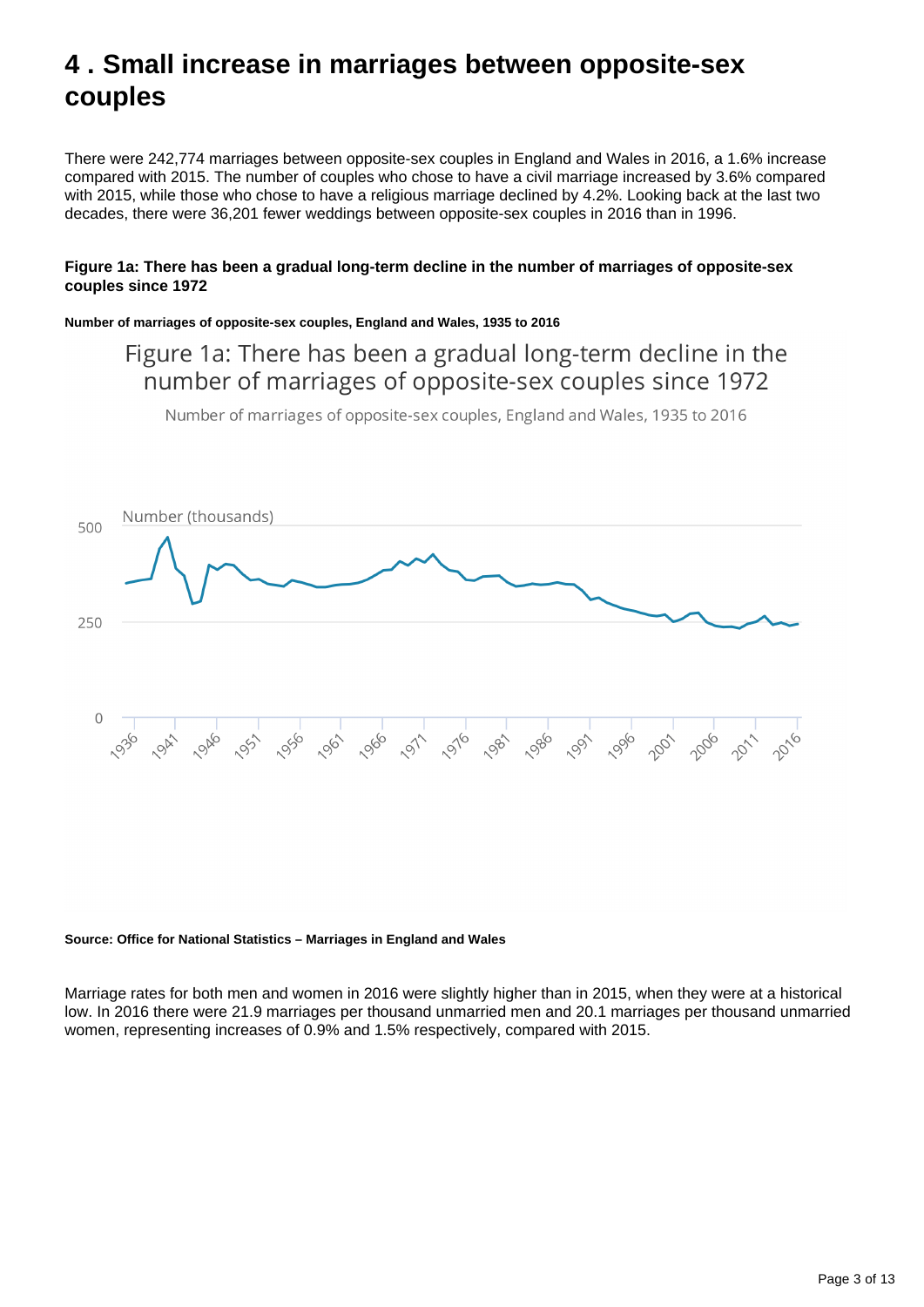## 4 . Small increase in marriages between opposite-sex couples

There were 242,774 marriages between opposite-sex couples in England and Wales in 2016, a 1.6% increase compared with 2015. The number of couples who chose to have a civil marriage increased by 3.6% compared with 2015, while those who chose to have a religious marriage declined by 4.2%. Looking back at the last two decades, there were 36,201 fewer weddings between opposite-sex couples in 2016 than in 1996.

#### Figure 1a: There has been a gradual long-term decline in the number of marriages of opposite-sex couples since 1972

##### Number of marriages of opposite-sex couples, England and Wales, 1935 to 2016

Figure 1a: There has been a gradual long-term decline in the number of marriages of opposite-sex couples since 1972

Number of marriages of opposite-sex couples, England and Wales, 1935 to 2016

Number (thousands)

##### Source: Office for National Statistics – Marriages in England and Wales

Marriage rates for both men and women in 2016 were slightly higher than in 2015, when they were at a historical low. In 2016 there were 21.9 marriages per thousand unmarried men and 20.1 marriages per thousand unmarried women, representing increases of 0.9% and 1.5% respectively, compared with 2015.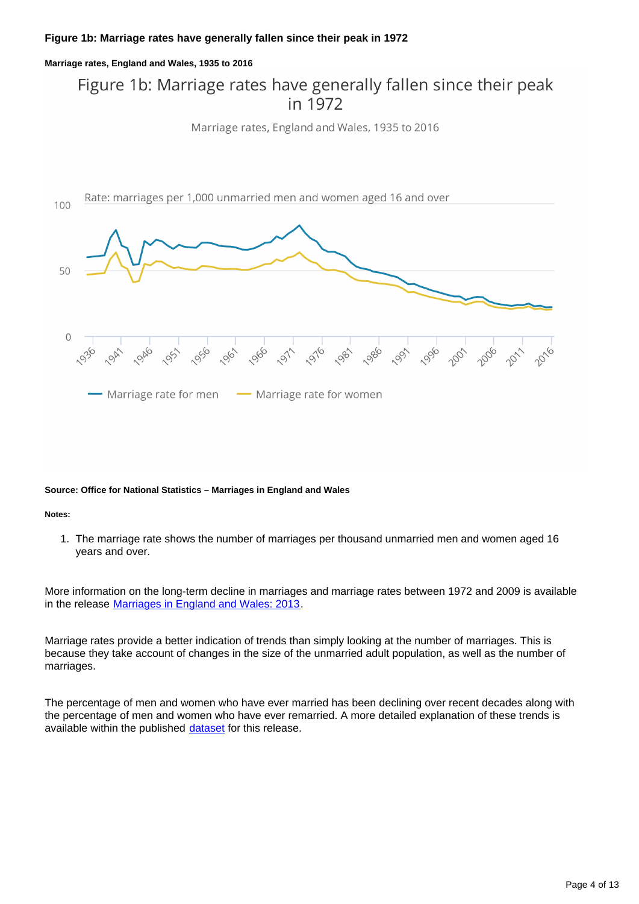**Figure 1b: Marriage rates have generally fallen since their peak in 1972**

**Marriage rates, England and Wales, 1935 to 2016**

Figure 1b: Marriage rates have generally fallen since their peak in 1972

Marriage rates, England and Wales, 1935 to 2016

Rate: marriages per 1,000 unmarried men and women aged 16 and over

Marriage rate for men — Marriage rate for women

**Source: Office for National Statistics – Marriages in England and Wales**

**Notes:**

1. The marriage rate shows the number of marriages per thousand unmarried men and women aged 16 years and over.

More information on the long-term decline in marriages and marriage rates between 1972 and 2009 is available in the release Marriages in England and Wales: 2013.

Marriage rates provide a better indication of trends than simply looking at the number of marriages. This is because they take account of changes in the size of the unmarried adult population, as well as the number of marriages.

The percentage of men and women who have ever married has been declining over recent decades along with the percentage of men and women who have ever remarried. A more detailed explanation of these trends is available within the published dataset for this release.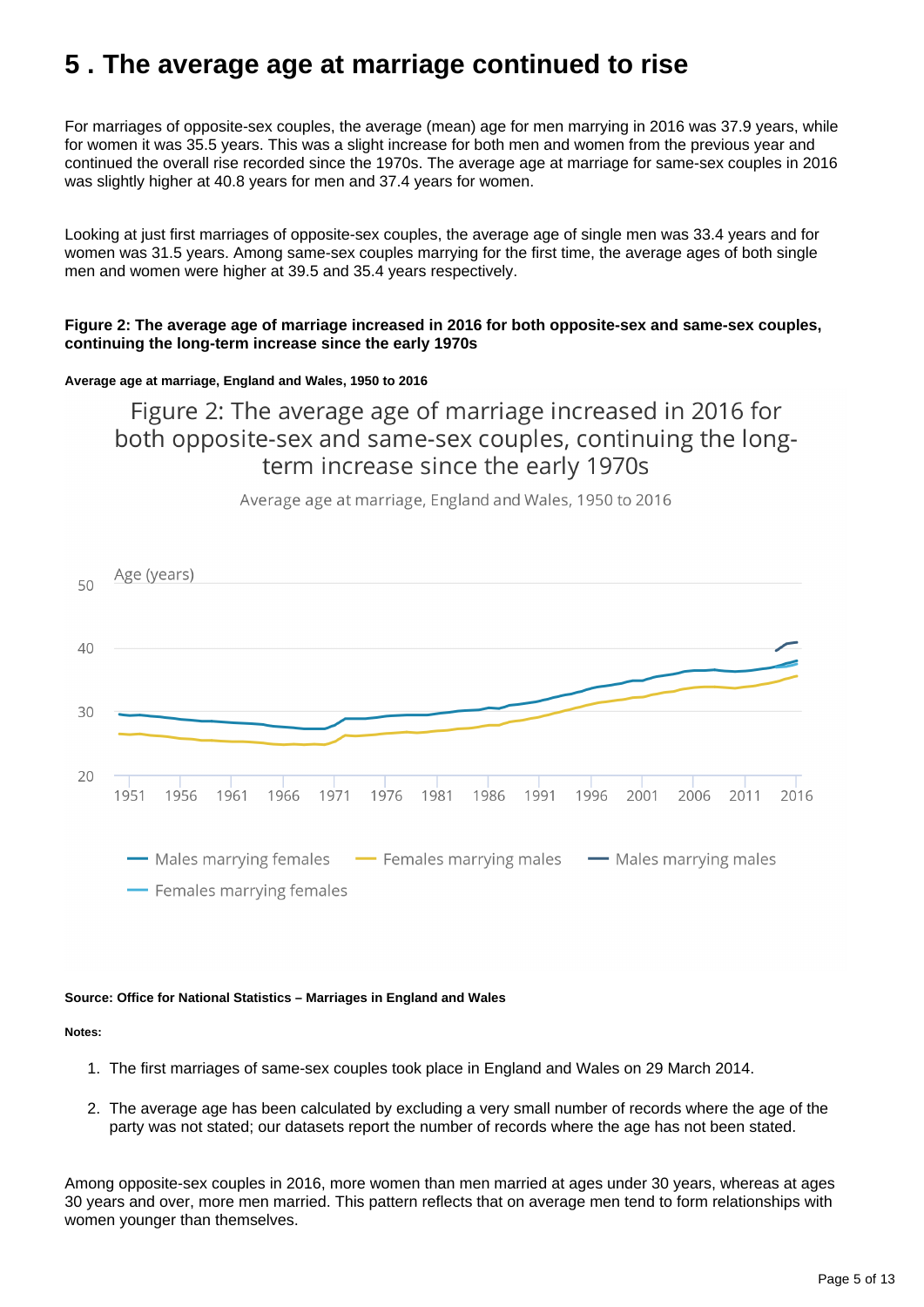# 5 . The average age at marriage continued to rise

For marriages of opposite-sex couples, the average (mean) age for men marrying in 2016 was 37.9 years, while for women it was 35.5 years. This was a slight increase for both men and women from the previous year and continued the overall rise recorded since the 1970s. The average age at marriage for same-sex couples in 2016 was slightly higher at 40.8 years for men and 37.4 years for women.

Looking at just first marriages of opposite-sex couples, the average age of single men was 33.4 years and for women was 31.5 years. Among same-sex couples marrying for the first time, the average ages of both single men and women were higher at 39.5 and 35.4 years respectively.

**Figure 2: The average age of marriage increased in 2016 for both opposite-sex and same-sex couples, continuing the long-term increase since the early 1970s**

**Average age at marriage, England and Wales, 1950 to 2016**

**Source: Office for National Statistics – Marriages in England and Wales**

**Notes:**

1. The first marriages of same-sex couples took place in England and Wales on 29 March 2014.

2. The average age has been calculated by excluding a very small number of records where the age of the party was not stated; our datasets report the number of records where the age has not been stated.

Among opposite-sex couples in 2016, more women than men married at ages under 30 years, whereas at ages 30 years and over, more men married. This pattern reflects that on average men tend to form relationships with women younger than themselves.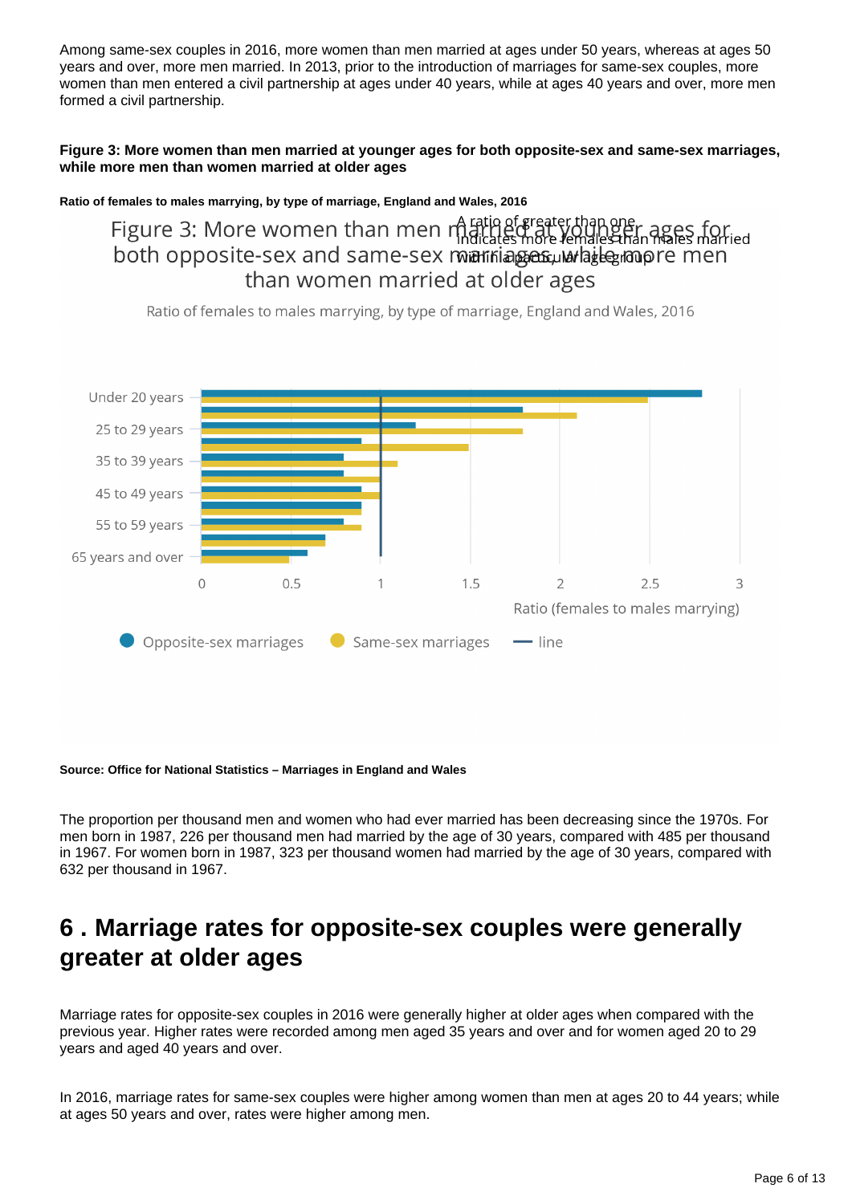Among same-sex couples in 2016, more women than men married at ages under 50 years, whereas at ages 50 years and over, more men married. In 2013, prior to the introduction of marriages for same-sex couples, more women than men entered a civil partnership at ages under 40 years, while at ages 40 years and over, more men formed a civil partnership.

**Figure 3: More women than men married at younger ages for both opposite-sex and same-sex marriages, while more men than women married at older ages**

**Ratio of females to males marrying, by type of marriage, England and Wales, 2016**

Figure 3: More women than men married at younger ages for both opposite-sex and same-sex marriages, while more men than women married at older ages

Ratio of females to males marrying, by type of marriage, England and Wales, 2016

A ratio of greater than one indicates more females than males married within a particular age group

Under 20 years, 25 to 29 years, 35 to 39 years, 45 to 49 years, 55 to 59 years, 65 years and over

0, 0.5, 1, 1.5, 2, 2.5, 3

Ratio (females to males marrying)

Opposite-sex marriages, Same-sex marriages, line

**Source: Office for National Statistics – Marriages in England and Wales**

The proportion per thousand men and women who had ever married has been decreasing since the 1970s. For men born in 1987, 226 per thousand men had married by the age of 30 years, compared with 485 per thousand in 1967. For women born in 1987, 323 per thousand women had married by the age of 30 years, compared with 632 per thousand in 1967.

## 6 . Marriage rates for opposite-sex couples were generally greater at older ages

Marriage rates for opposite-sex couples in 2016 were generally higher at older ages when compared with the previous year. Higher rates were recorded among men aged 35 years and over and for women aged 20 to 29 years and aged 40 years and over.

In 2016, marriage rates for same-sex couples were higher among women than men at ages 20 to 44 years; while at ages 50 years and over, rates were higher among men.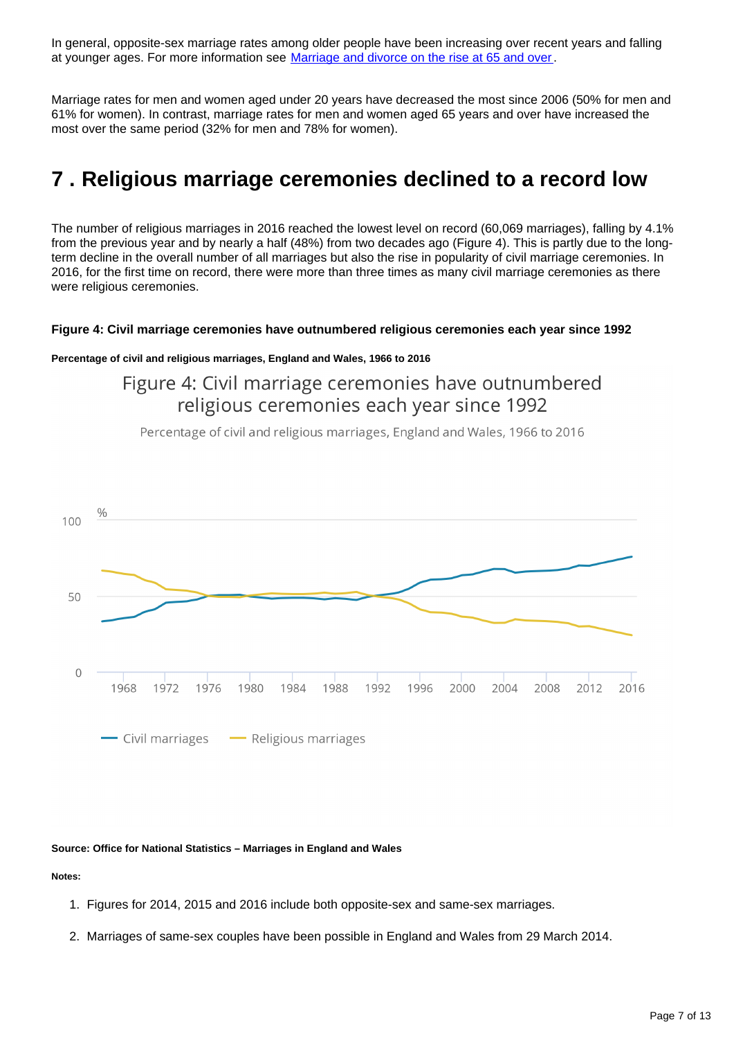In general, opposite-sex marriage rates among older people have been increasing over recent years and falling at younger ages. For more information see [Marriage and divorce on the rise at 65 and over](#).

Marriage rates for men and women aged under 20 years have decreased the most since 2006 (50% for men and 61% for women). In contrast, marriage rates for men and women aged 65 years and over have increased the most over the same period (32% for men and 78% for women).

# 7 . Religious marriage ceremonies declined to a record low

The number of religious marriages in 2016 reached the lowest level on record (60,069 marriages), falling by 4.1% from the previous year and by nearly a half (48%) from two decades ago (Figure 4). This is partly due to the long-term decline in the overall number of all marriages but also the rise in popularity of civil marriage ceremonies. In 2016, for the first time on record, there were more than three times as many civil marriage ceremonies as there were religious ceremonies.

**Figure 4: Civil marriage ceremonies have outnumbered religious ceremonies each year since 1992**

**Percentage of civil and religious marriages, England and Wales, 1966 to 2016**

Figure 4: Civil marriage ceremonies have outnumbered religious ceremonies each year since 1992

Percentage of civil and religious marriages, England and Wales, 1966 to 2016

%

100

50

0

1968 1972 1976 1980 1984 1988 1992 1996 2000 2004 2008 2012 2016

Civil marriages    Religious marriages

**Source: Office for National Statistics – Marriages in England and Wales**

**Notes:**

1. Figures for 2014, 2015 and 2016 include both opposite-sex and same-sex marriages.
2. Marriages of same-sex couples have been possible in England and Wales from 29 March 2014.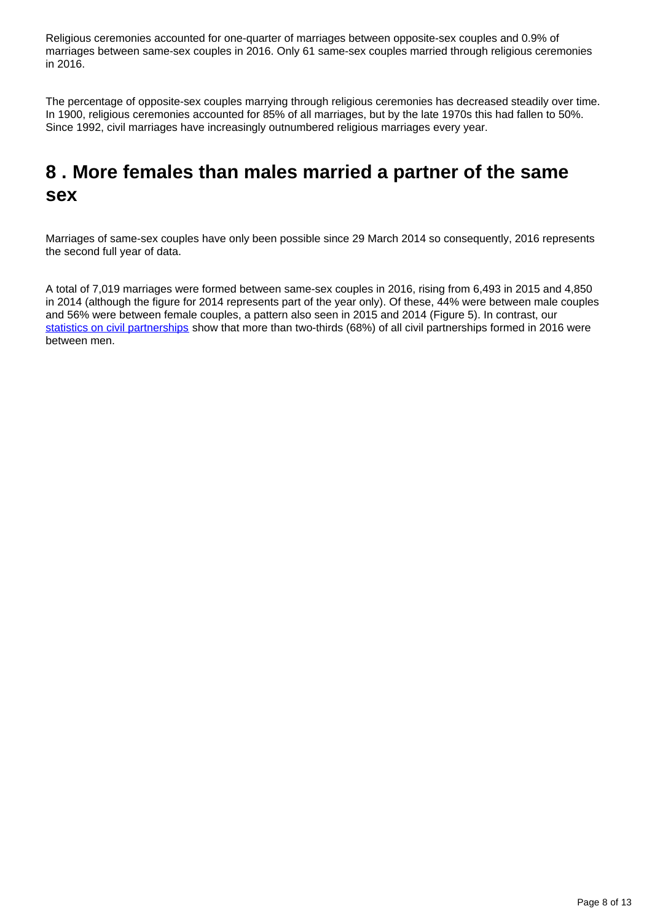Religious ceremonies accounted for one-quarter of marriages between opposite-sex couples and 0.9% of marriages between same-sex couples in 2016. Only 61 same-sex couples married through religious ceremonies in 2016.

The percentage of opposite-sex couples marrying through religious ceremonies has decreased steadily over time. In 1900, religious ceremonies accounted for 85% of all marriages, but by the late 1970s this had fallen to 50%. Since 1992, civil marriages have increasingly outnumbered religious marriages every year.

## 8 . More females than males married a partner of the same sex

Marriages of same-sex couples have only been possible since 29 March 2014 so consequently, 2016 represents the second full year of data.

A total of 7,019 marriages were formed between same-sex couples in 2016, rising from 6,493 in 2015 and 4,850 in 2014 (although the figure for 2014 represents part of the year only). Of these, 44% were between male couples and 56% were between female couples, a pattern also seen in 2015 and 2014 (Figure 5). In contrast, our [statistics on civil partnerships] show that more than two-thirds (68%) of all civil partnerships formed in 2016 were between men.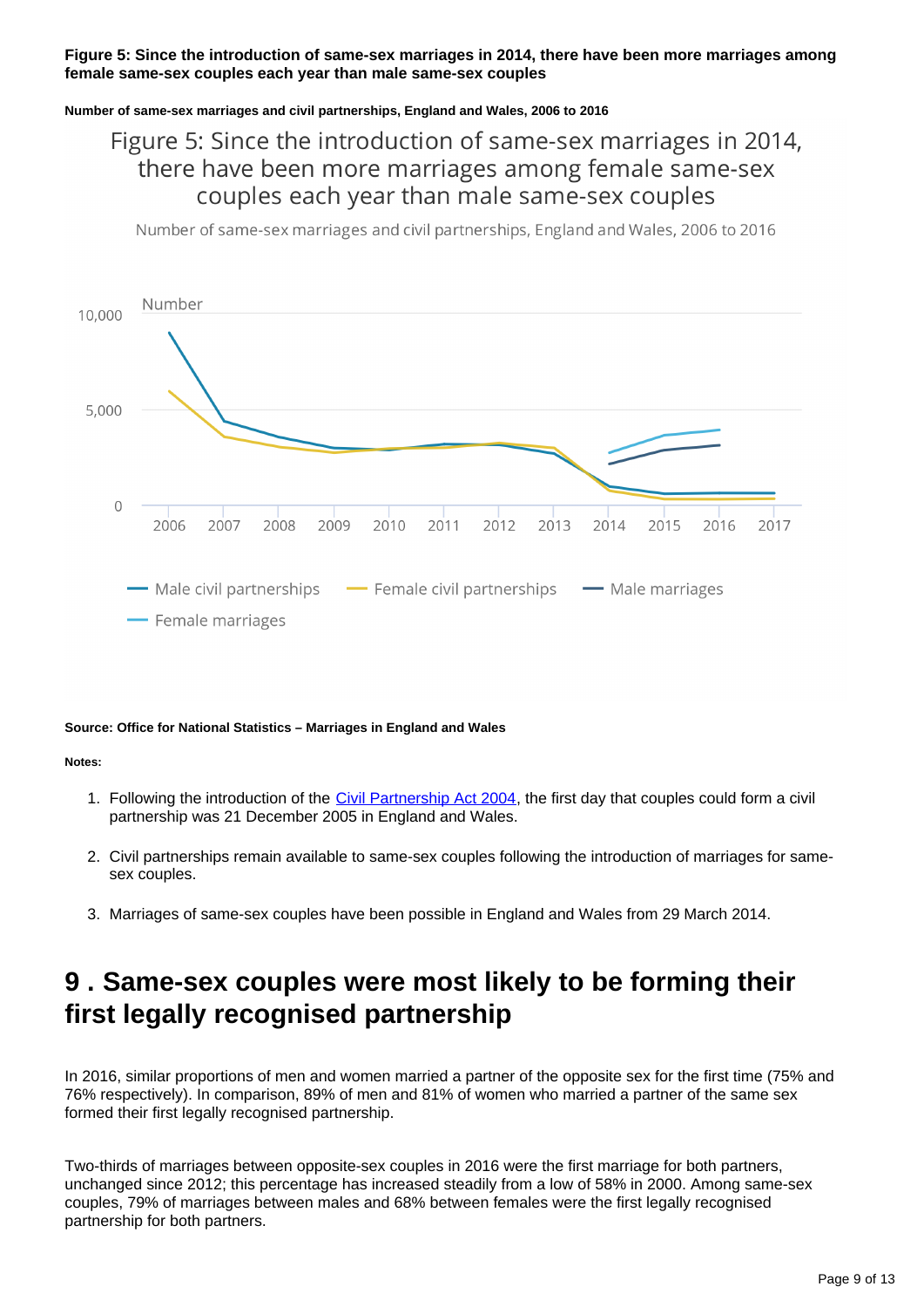**Figure 5: Since the introduction of same-sex marriages in 2014, there have been more marriages among female same-sex couples each year than male same-sex couples**

**Number of same-sex marriages and civil partnerships, England and Wales, 2006 to 2016**

**Source: Office for National Statistics – Marriages in England and Wales**

**Notes:**

1. Following the introduction of the Civil Partnership Act 2004, the first day that couples could form a civil partnership was 21 December 2005 in England and Wales.
2. Civil partnerships remain available to same-sex couples following the introduction of marriages for same-sex couples.
3. Marriages of same-sex couples have been possible in England and Wales from 29 March 2014.

## 9 . Same-sex couples were most likely to be forming their first legally recognised partnership

In 2016, similar proportions of men and women married a partner of the opposite sex for the first time (75% and 76% respectively). In comparison, 89% of men and 81% of women who married a partner of the same sex formed their first legally recognised partnership.

Two-thirds of marriages between opposite-sex couples in 2016 were the first marriage for both partners, unchanged since 2012; this percentage has increased steadily from a low of 58% in 2000. Among same-sex couples, 79% of marriages between males and 68% between females were the first legally recognised partnership for both partners.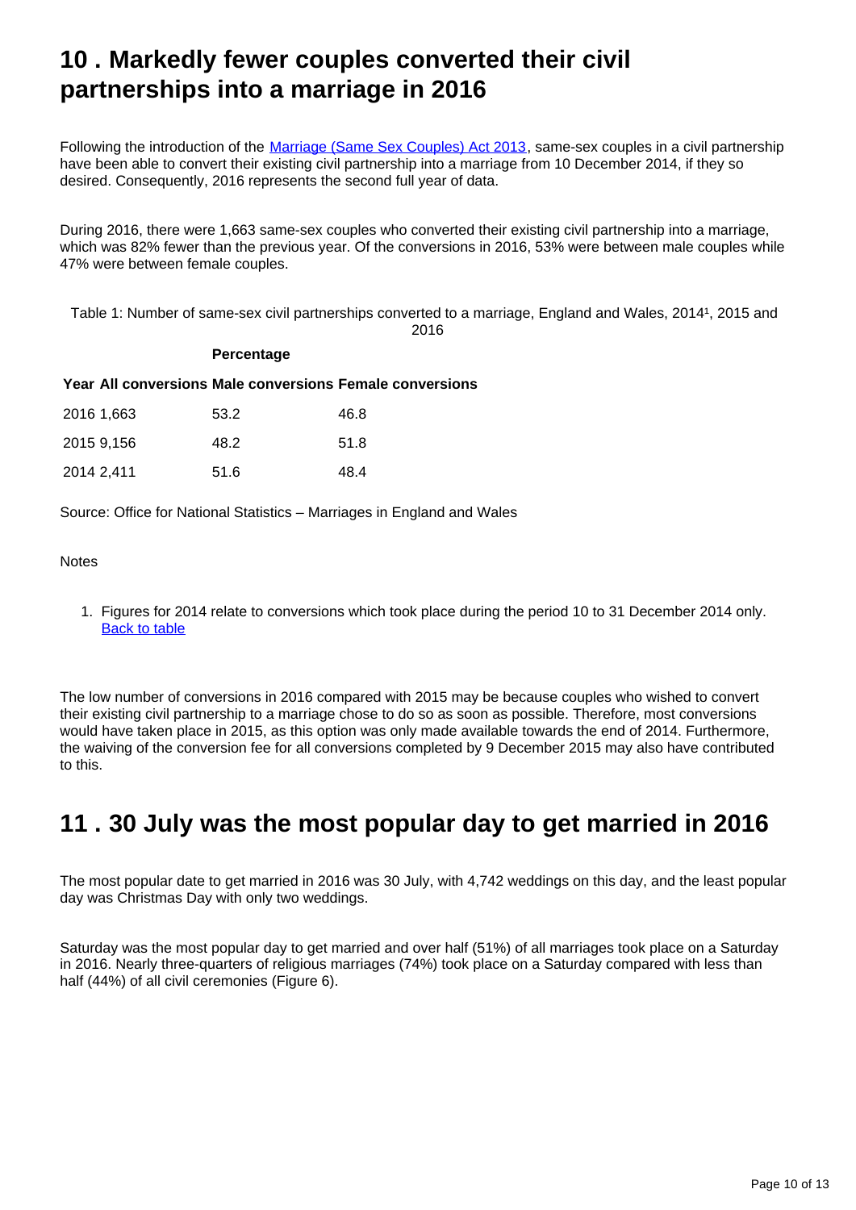## 10 . Markedly fewer couples converted their civil partnerships into a marriage in 2016

Following the introduction of the [Marriage (Same Sex Couples) Act 2013](), same-sex couples in a civil partnership have been able to convert their existing civil partnership into a marriage from 10 December 2014, if they so desired. Consequently, 2016 represents the second full year of data.

During 2016, there were 1,663 same-sex couples who converted their existing civil partnership into a marriage, which was 82% fewer than the previous year. Of the conversions in 2016, 53% were between male couples while 47% were between female couples.

Table 1: Number of same-sex civil partnerships converted to a marriage, England and Wales, 2014[1], 2015 and 2016

| | | Percentage | |
|---|---|---|---|
| **Year** | **All conversions** | **Male conversions** | **Female conversions** |
| 2016 | 1,663 | 53.2 | 46.8 |
| 2015 | 9,156 | 48.2 | 51.8 |
| 2014 | 2,411 | 51.6 | 48.4 |

Source: Office for National Statistics – Marriages in England and Wales

Notes

1. Figures for 2014 relate to conversions which took place during the period 10 to 31 December 2014 only. [Back to table]()

The low number of conversions in 2016 compared with 2015 may be because couples who wished to convert their existing civil partnership to a marriage chose to do so as soon as possible. Therefore, most conversions would have taken place in 2015, as this option was only made available towards the end of 2014. Furthermore, the waiving of the conversion fee for all conversions completed by 9 December 2015 may also have contributed to this.

## 11 . 30 July was the most popular day to get married in 2016

The most popular date to get married in 2016 was 30 July, with 4,742 weddings on this day, and the least popular day was Christmas Day with only two weddings.

Saturday was the most popular day to get married and over half (51%) of all marriages took place on a Saturday in 2016. Nearly three-quarters of religious marriages (74%) took place on a Saturday compared with less than half (44%) of all civil ceremonies (Figure 6).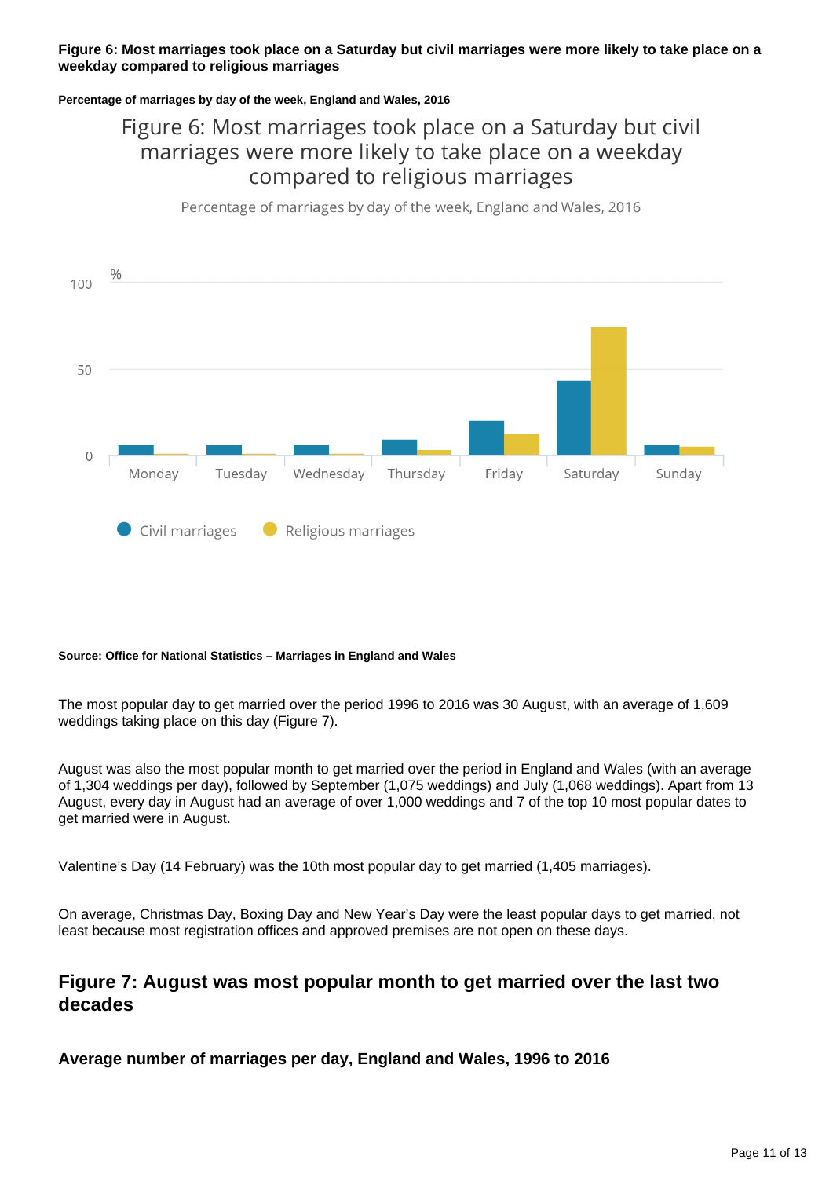**Figure 6: Most marriages took place on a Saturday but civil marriages were more likely to take place on a weekday compared to religious marriages**

**Percentage of marriages by day of the week, England and Wales, 2016**

Figure 6: Most marriages took place on a Saturday but civil marriages were more likely to take place on a weekday compared to religious marriages

Percentage of marriages by day of the week, England and Wales, 2016

**Source: Office for National Statistics – Marriages in England and Wales**

The most popular day to get married over the period 1996 to 2016 was 30 August, with an average of 1,609 weddings taking place on this day (Figure 7).

August was also the most popular month to get married over the period in England and Wales (with an average of 1,304 weddings per day), followed by September (1,075 weddings) and July (1,068 weddings). Apart from 13 August, every day in August had an average of over 1,000 weddings and 7 of the top 10 most popular dates to get married were in August.

Valentine's Day (14 February) was the 10th most popular day to get married (1,405 marriages).

On average, Christmas Day, Boxing Day and New Year's Day were the least popular days to get married, not least because most registration offices and approved premises are not open on these days.

## Figure 7: August was most popular month to get married over the last two decades

### Average number of marriages per day, England and Wales, 1996 to 2016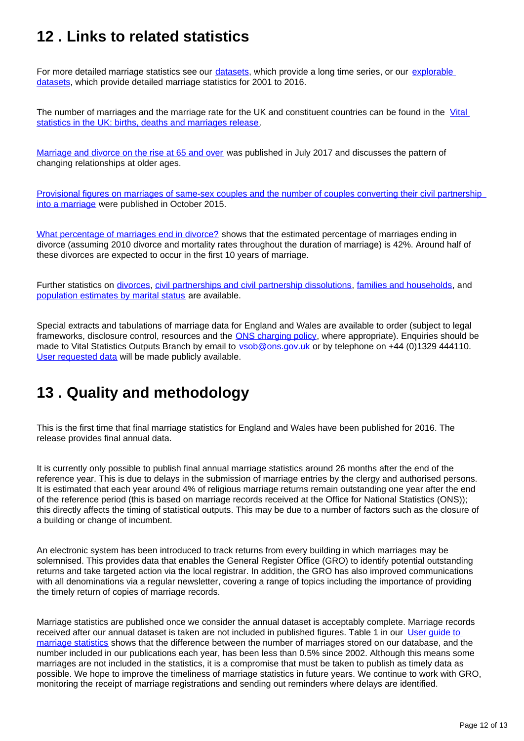## 12 . Links to related statistics

For more detailed marriage statistics see our datasets, which provide a long time series, or our explorable datasets, which provide detailed marriage statistics for 2001 to 2016.

The number of marriages and the marriage rate for the UK and constituent countries can be found in the Vital statistics in the UK: births, deaths and marriages release.

Marriage and divorce on the rise at 65 and over was published in July 2017 and discusses the pattern of changing relationships at older ages.

Provisional figures on marriages of same-sex couples and the number of couples converting their civil partnership into a marriage were published in October 2015.

What percentage of marriages end in divorce? shows that the estimated percentage of marriages ending in divorce (assuming 2010 divorce and mortality rates throughout the duration of marriage) is 42%. Around half of these divorces are expected to occur in the first 10 years of marriage.

Further statistics on divorces, civil partnerships and civil partnership dissolutions, families and households, and population estimates by marital status are available.

Special extracts and tabulations of marriage data for England and Wales are available to order (subject to legal frameworks, disclosure control, resources and the ONS charging policy, where appropriate). Enquiries should be made to Vital Statistics Outputs Branch by email to vsob@ons.gov.uk or by telephone on +44 (0)1329 444110. User requested data will be made publicly available.

## 13 . Quality and methodology

This is the first time that final marriage statistics for England and Wales have been published for 2016. The release provides final annual data.

It is currently only possible to publish final annual marriage statistics around 26 months after the end of the reference year. This is due to delays in the submission of marriage entries by the clergy and authorised persons. It is estimated that each year around 4% of religious marriage returns remain outstanding one year after the end of the reference period (this is based on marriage records received at the Office for National Statistics (ONS)); this directly affects the timing of statistical outputs. This may be due to a number of factors such as the closure of a building or change of incumbent.

An electronic system has been introduced to track returns from every building in which marriages may be solemnised. This provides data that enables the General Register Office (GRO) to identify potential outstanding returns and take targeted action via the local registrar. In addition, the GRO has also improved communications with all denominations via a regular newsletter, covering a range of topics including the importance of providing the timely return of copies of marriage records.

Marriage statistics are published once we consider the annual dataset is acceptably complete. Marriage records received after our annual dataset is taken are not included in published figures. Table 1 in our User guide to marriage statistics shows that the difference between the number of marriages stored on our database, and the number included in our publications each year, has been less than 0.5% since 2002. Although this means some marriages are not included in the statistics, it is a compromise that must be taken to publish as timely data as possible. We hope to improve the timeliness of marriage statistics in future years. We continue to work with GRO, monitoring the receipt of marriage registrations and sending out reminders where delays are identified.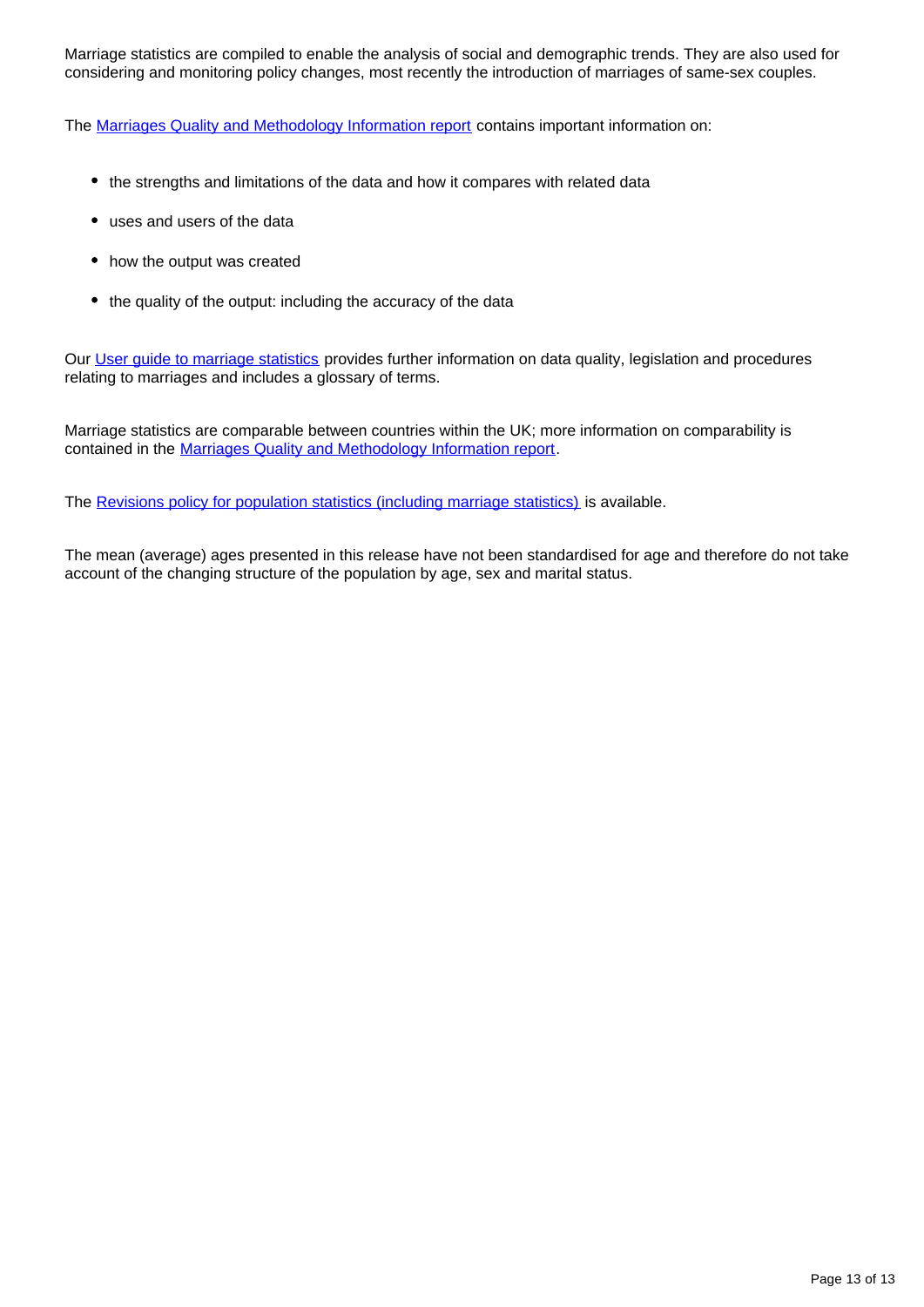Marriage statistics are compiled to enable the analysis of social and demographic trends. They are also used for considering and monitoring policy changes, most recently the introduction of marriages of same-sex couples.

The [Marriages Quality and Methodology Information report] contains important information on:

- the strengths and limitations of the data and how it compares with related data
- uses and users of the data
- how the output was created
- the quality of the output: including the accuracy of the data

Our [User guide to marriage statistics] provides further information on data quality, legislation and procedures relating to marriages and includes a glossary of terms.

Marriage statistics are comparable between countries within the UK; more information on comparability is contained in the [Marriages Quality and Methodology Information report].

The [Revisions policy for population statistics (including marriage statistics)] is available.

The mean (average) ages presented in this release have not been standardised for age and therefore do not take account of the changing structure of the population by age, sex and marital status.